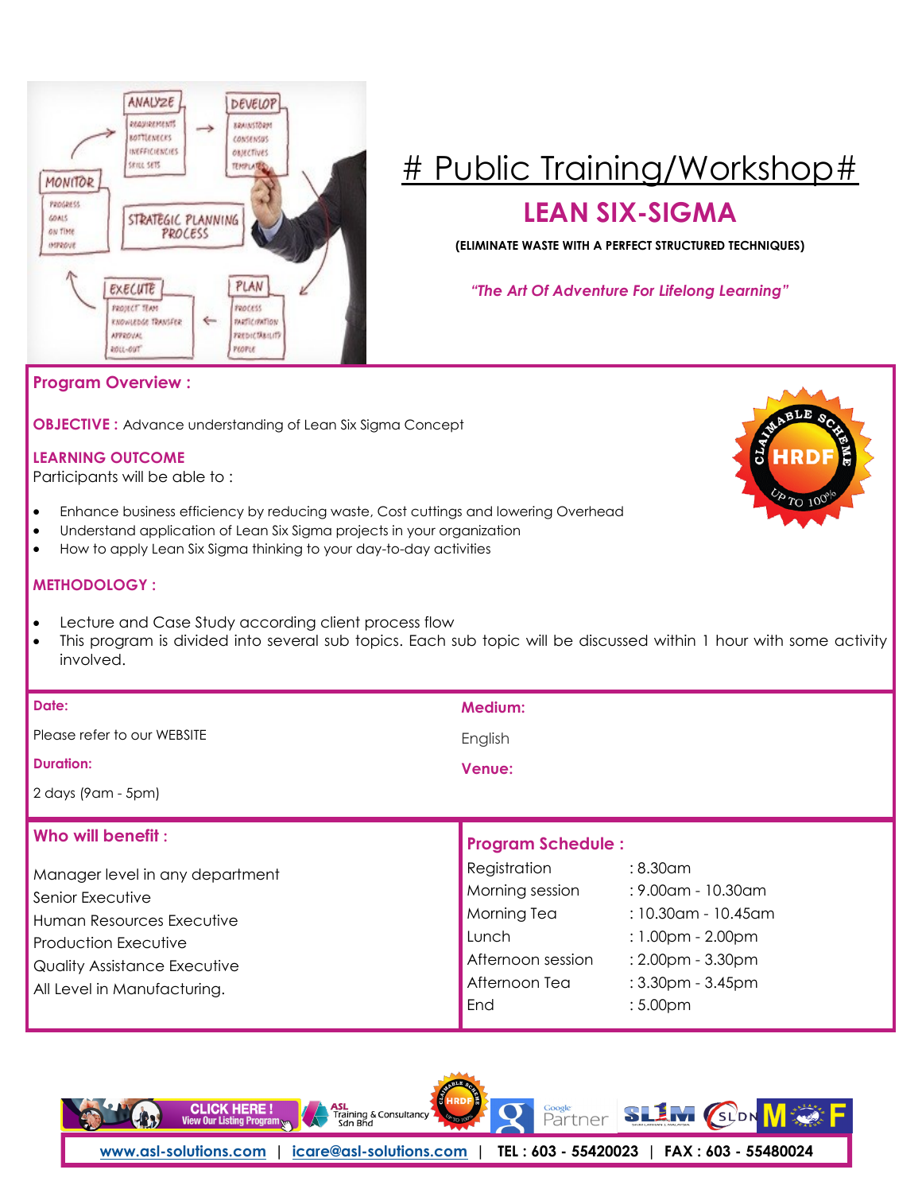# # Public Training/Workshop#

## LEAN SIX-SIGMA

**(ELIMINATE WASTE WITH A PERFECT STRUCTURED TECHNIQUES)**

*"The Art Of Adventure For Lifelong Learning"*

### Program Overview :

**OBJECTIVE :** Advance understanding of Lean Six Sigma Concept

**LEARNING OUTCOME**

Participants will be able to :

- Enhance business efficiency by reducing waste, Cost cuttings and lowering Overhead
- Understand application of Lean Six Sigma projects in your organization
- How to apply Lean Six Sigma thinking to your day-to-day activities

**METHODOLOGY :**

- Lecture and Case Study according client process flow
- This program is divided into several sub topics. Each sub topic will be discussed within 1 hour with some activity involved.

**Date:**

Please refer to our WEBSITE

**Duration:**

2 days (9am - 5pm)

**Medium:**

English

**Venue:**

### Who will benefit :

Manager level in any department
Senior Executive
Human Resources Executive
Production Executive
Quality Assistance Executive
All Level in Manufacturing.

### Program Schedule :

| | |
|---|---|
| Registration | : 8.30am |
| Morning session | : 9.00am - 10.30am |
| Morning Tea | : 10.30am - 10.45am |
| Lunch | : 1.00pm - 2.00pm |
| Afternoon session | : 2.00pm - 3.30pm |
| Afternoon Tea | : 3.30pm - 3.45pm |
| End | : 5.00pm |

www.asl-solutions.com | icare@asl-solutions.com | TEL : 603 - 55420023 | FAX : 603 - 55480024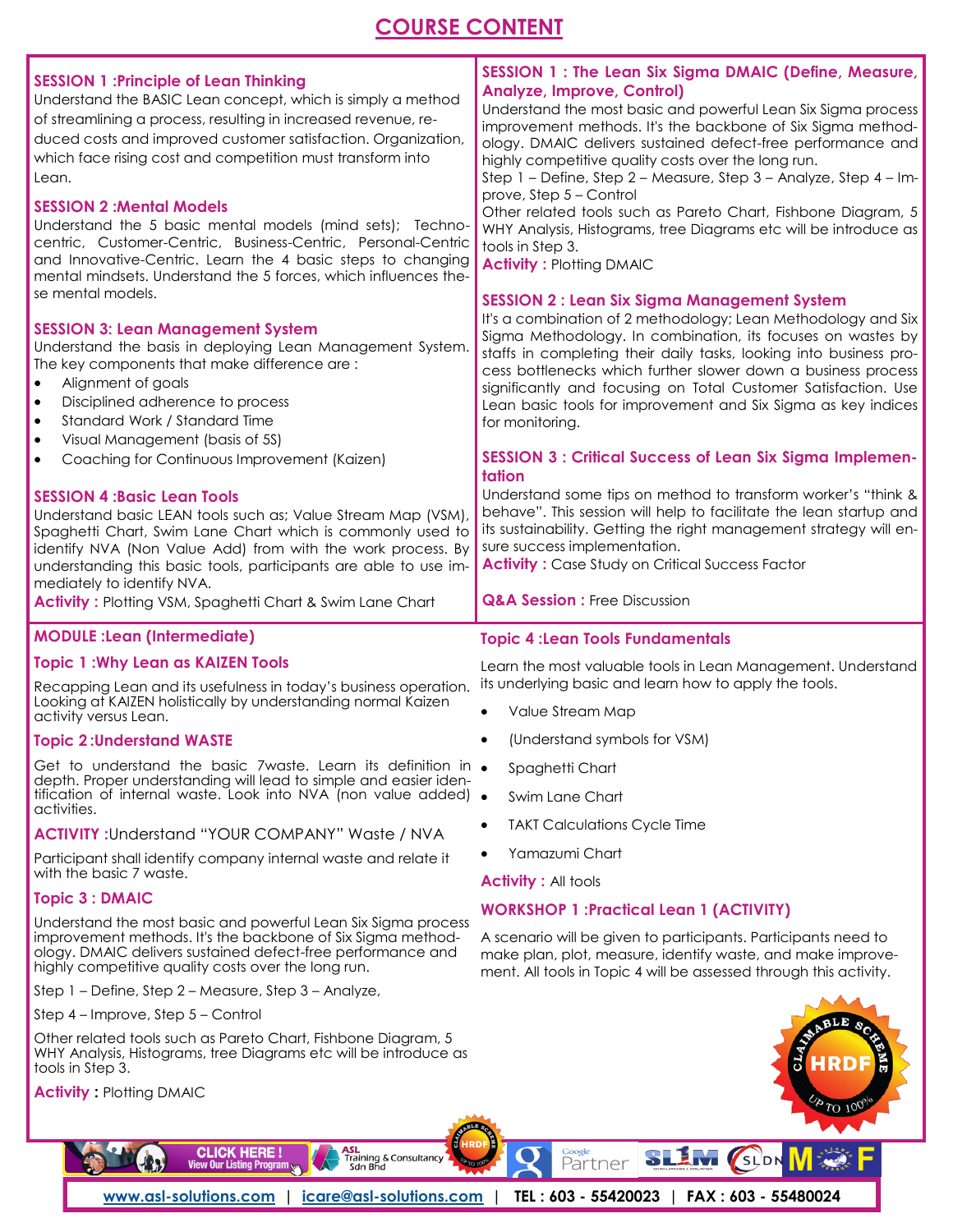# COURSE CONTENT

### SESSION 1 :Principle of Lean Thinking

Understand the BASIC Lean concept, which is simply a method of streamlining a process, resulting in increased revenue, reduced costs and improved customer satisfaction. Organization, which face rising cost and competition must transform into Lean.

### SESSION 2 :Mental Models

Understand the 5 basic mental models (mind sets); Techno-centric, Customer-Centric, Business-Centric, Personal-Centric and Innovative-Centric. Learn the 4 basic steps to changing mental mindsets. Understand the 5 forces, which influences these mental models.

### SESSION 3: Lean Management System

Understand the basis in deploying Lean Management System. The key components that make difference are :

- Alignment of goals
- Disciplined adherence to process
- Standard Work / Standard Time
- Visual Management (basis of 5S)
- Coaching for Continuous Improvement (Kaizen)

### SESSION 4 :Basic Lean Tools

Understand basic LEAN tools such as; Value Stream Map (VSM), Spaghetti Chart, Swim Lane Chart which is commonly used to identify NVA (Non Value Add) from with the work process. By understanding this basic tools, participants are able to use immediately to identify NVA.

**Activity :** Plotting VSM, Spaghetti Chart & Swim Lane Chart

### SESSION 1 : The Lean Six Sigma DMAIC (Define, Measure, Analyze, Improve, Control)

Understand the most basic and powerful Lean Six Sigma process improvement methods. It's the backbone of Six Sigma methodology. DMAIC delivers sustained defect-free performance and highly competitive quality costs over the long run.

Step 1 – Define, Step 2 – Measure, Step 3 – Analyze, Step 4 – Improve, Step 5 – Control

Other related tools such as Pareto Chart, Fishbone Diagram, 5 WHY Analysis, Histograms, tree Diagrams etc will be introduce as tools in Step 3.

**Activity :** Plotting DMAIC

### SESSION 2 : Lean Six Sigma Management System

It's a combination of 2 methodology; Lean Methodology and Six Sigma Methodology. In combination, its focuses on wastes by staffs in completing their daily tasks, looking into business process bottlenecks which further slower down a business process significantly and focusing on Total Customer Satisfaction. Use Lean basic tools for improvement and Six Sigma as key indices for monitoring.

### SESSION 3 : Critical Success of Lean Six Sigma Implementation

Understand some tips on method to transform worker's "think & behave". This session will help to facilitate the lean startup and its sustainability. Getting the right management strategy will ensure success implementation.

**Activity :** Case Study on Critical Success Factor

**Q&A Session :** Free Discussion

## MODULE :Lean (Intermediate)

### Topic 1 :Why Lean as KAIZEN Tools

Recapping Lean and its usefulness in today's business operation. Looking at KAIZEN holistically by understanding normal Kaizen activity versus Lean.

### Topic 2 :Understand WASTE

Get to understand the basic 7waste. Learn its definition in depth. Proper understanding will lead to simple and easier identification of internal waste. Look into NVA (non value added) activities.

**ACTIVITY :**Understand "YOUR COMPANY" Waste / NVA

Participant shall identify company internal waste and relate it with the basic 7 waste.

### Topic 3 : DMAIC

Understand the most basic and powerful Lean Six Sigma process improvement methods. It's the backbone of Six Sigma methodology. DMAIC delivers sustained defect-free performance and highly competitive quality costs over the long run.

Step 1 – Define, Step 2 – Measure, Step 3 – Analyze,

Step 4 – Improve, Step 5 – Control

Other related tools such as Pareto Chart, Fishbone Diagram, 5 WHY Analysis, Histograms, tree Diagrams etc will be introduce as tools in Step 3.

**Activity :** Plotting DMAIC

### Topic 4 :Lean Tools Fundamentals

Learn the most valuable tools in Lean Management. Understand its underlying basic and learn how to apply the tools.

- Value Stream Map
- (Understand symbols for VSM)
- Spaghetti Chart
- Swim Lane Chart
- TAKT Calculations Cycle Time
- Yamazumi Chart

**Activity :** All tools

### WORKSHOP 1 :Practical Lean 1 (ACTIVITY)

A scenario will be given to participants. Participants need to make plan, plot, measure, identify waste, and make improvement. All tools in Topic 4 will be assessed through this activity.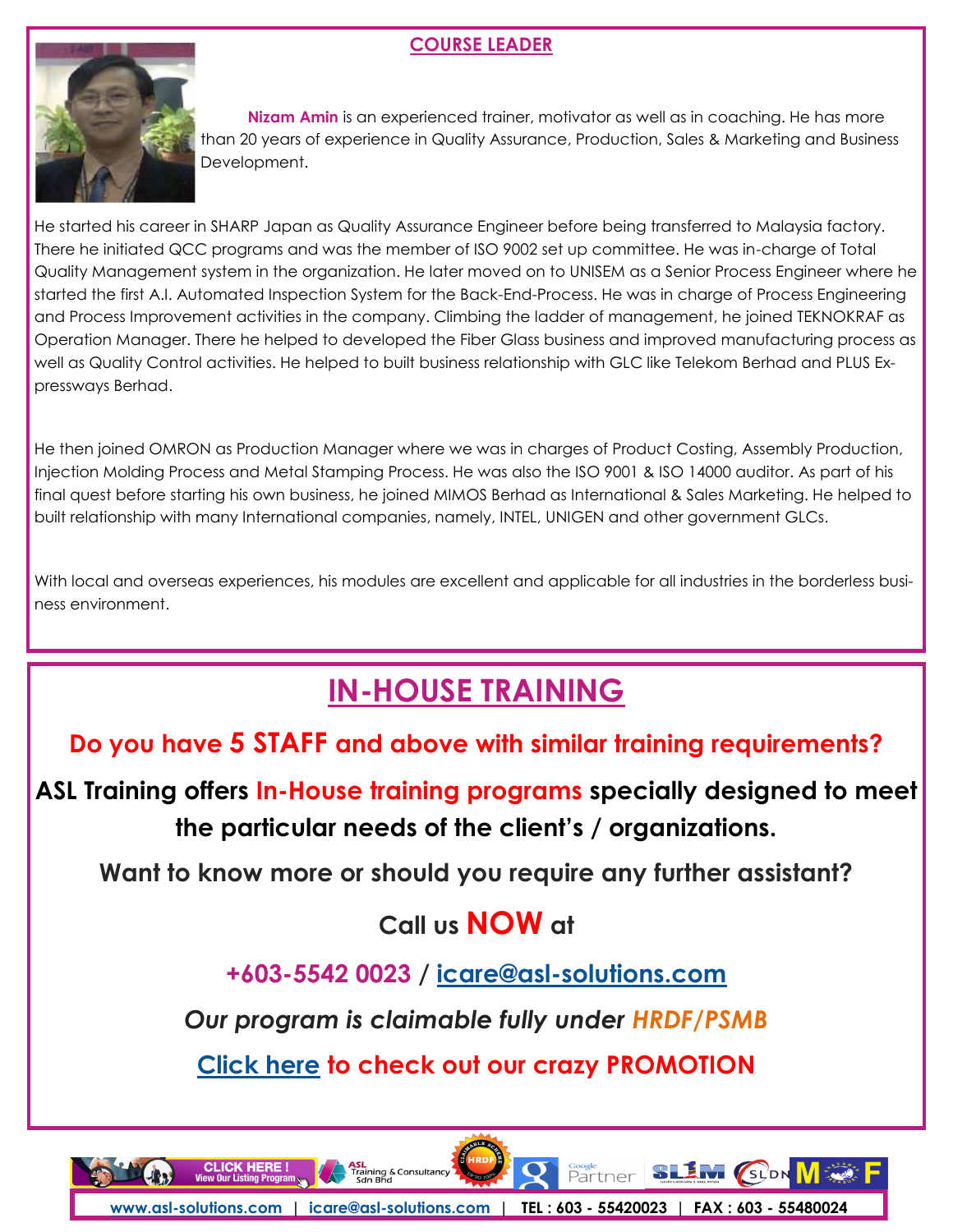## COURSE LEADER

**Nizam Amin** is an experienced trainer, motivator as well as in coaching. He has more than 20 years of experience in Quality Assurance, Production, Sales & Marketing and Business Development.

He started his career in SHARP Japan as Quality Assurance Engineer before being transferred to Malaysia factory. There he initiated QCC programs and was the member of ISO 9002 set up committee. He was in-charge of Total Quality Management system in the organization. He later moved on to UNISEM as a Senior Process Engineer where he started the first A.I. Automated Inspection System for the Back-End-Process. He was in charge of Process Engineering and Process Improvement activities in the company. Climbing the ladder of management, he joined TEKNOKRAF as Operation Manager. There he helped to developed the Fiber Glass business and improved manufacturing process as well as Quality Control activities. He helped to built business relationship with GLC like Telekom Berhad and PLUS Expressways Berhad.

He then joined OMRON as Production Manager where we was in charges of Product Costing, Assembly Production, Injection Molding Process and Metal Stamping Process. He was also the ISO 9001 & ISO 14000 auditor. As part of his final quest before starting his own business, he joined MIMOS Berhad as International & Sales Marketing. He helped to built relationship with many International companies, namely, INTEL, UNIGEN and other government GLCs.

With local and overseas experiences, his modules are excellent and applicable for all industries in the borderless business environment.

## IN-HOUSE TRAINING

**Do you have 5 STAFF and above with similar training requirements?**

**ASL Training offers In-House training programs specially designed to meet the particular needs of the client's / organizations.**

**Want to know more or should you require any further assistant?**

**Call us NOW at**

**+603-5542 0023 / icare@asl-solutions.com**

***Our program is claimable fully under HRDF/PSMB***

**Click here to check out our crazy PROMOTION**

www.asl-solutions.com | icare@asl-solutions.com | TEL : 603 - 55420023 | FAX : 603 - 55480024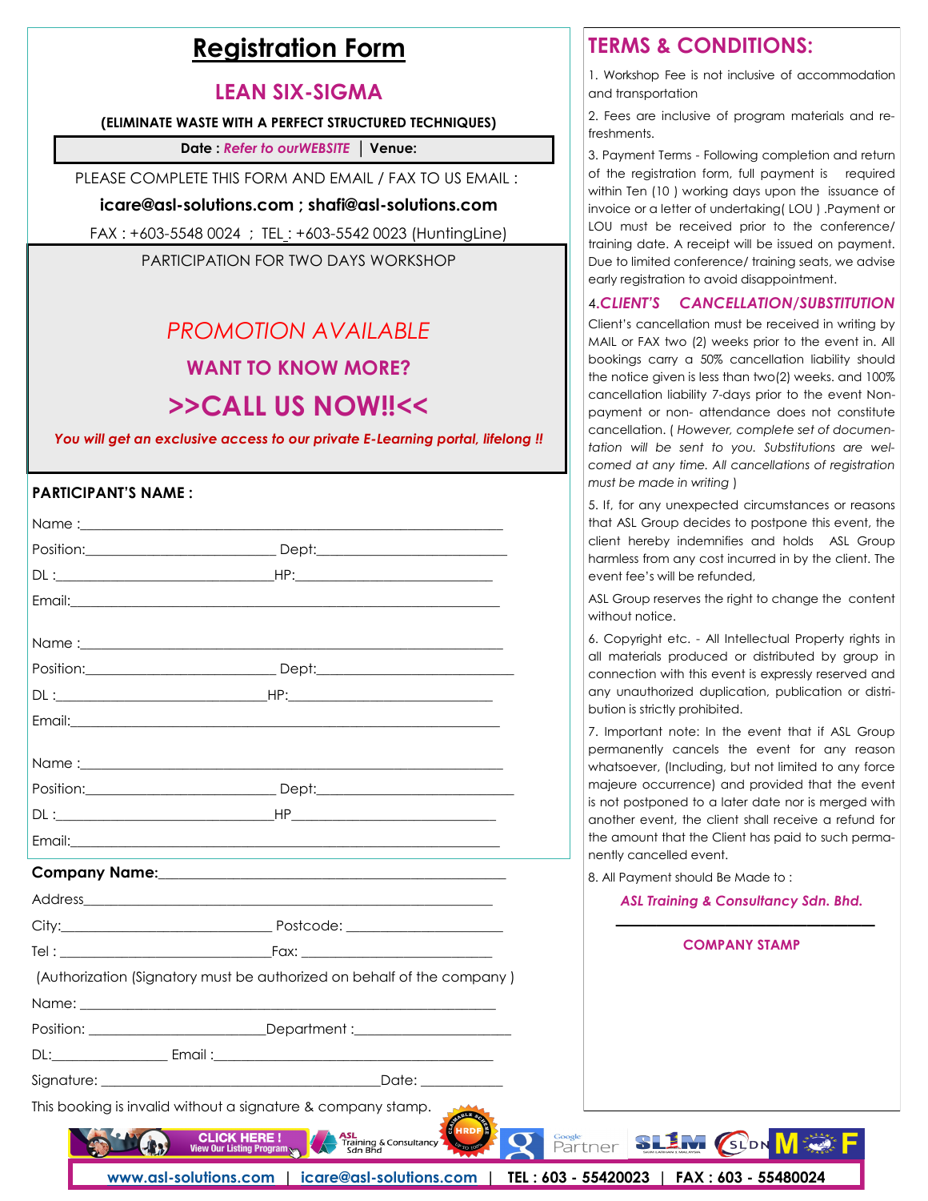# Registration Form

## LEAN SIX-SIGMA

**(ELIMINATE WASTE WITH A PERFECT STRUCTURED TECHNIQUES)**

**Date :** *Refer to ourWEBSITE* | **Venue:**

PLEASE COMPLETE THIS FORM AND EMAIL / FAX TO US EMAIL :

**icare@asl-solutions.com ; shafi@asl-solutions.com**

FAX : +603-5548 0024 ; TEL : +603-5542 0023 (HuntingLine)

PARTICIPATION FOR TWO DAYS WORKSHOP

*PROMOTION AVAILABLE*

**WANT TO KNOW MORE?**

**>>CALL US NOW!!<<**

***You will get an exclusive access to our private E-Learning portal, lifelong !!***

**PARTICIPANT'S NAME :**

Name :____________________________________________

Position:____________________ Dept:____________________

DL :______________________ HP:______________________

Email:____________________________________________

Name :____________________________________________

Position:____________________ Dept:____________________

DL :______________________ HP:______________________

Email:____________________________________________

Name :____________________________________________

Position:____________________ Dept:____________________

DL :______________________ HP______________________

Email:____________________________________________

**Company Name:**____________________________________

Address____________________________________________

City:______________________ Postcode: __________________

Tel : ______________________ Fax: ______________________

(Authorization (Signatory must be authorized on behalf of the company )

Name: ____________________________________________

Position: ____________________ Department :__________________

DL:______________ Email :______________________________

Signature: ______________________________ Date: __________

This booking is invalid without a signature & company stamp.

## TERMS & CONDITIONS:

1. Workshop Fee is not inclusive of accommodation and transportation

2. Fees are inclusive of program materials and refreshments.

3. Payment Terms - Following completion and return of the registration form, full payment is required within Ten (10 ) working days upon the issuance of invoice or a letter of undertaking( LOU ) .Payment or LOU must be received prior to the conference/ training date. A receipt will be issued on payment. Due to limited conference/ training seats, we advise early registration to avoid disappointment.

4.***CLIENT'S CANCELLATION/SUBSTITUTION***

Client's cancellation must be received in writing by MAIL or FAX two (2) weeks prior to the event in. All bookings carry a 50% cancellation liability should the notice given is less than two(2) weeks. and 100% cancellation liability 7-days prior to the event Non-payment or non- attendance does not constitute cancellation. ( *However, complete set of documentation will be sent to you. Substitutions are welcomed at any time. All cancellations of registration must be made in writing* )

5. If, for any unexpected circumstances or reasons that ASL Group decides to postpone this event, the client hereby indemnifies and holds ASL Group harmless from any cost incurred in by the client. The event fee's will be refunded,

ASL Group reserves the right to change the content without notice.

6. Copyright etc. - All Intellectual Property rights in all materials produced or distributed by group in connection with this event is expressly reserved and any unauthorized duplication, publication or distribution is strictly prohibited.

7. Important note: In the event that if ASL Group permanently cancels the event for any reason whatsoever, (Including, but not limited to any force majeure occurrence) and provided that the event is not postponed to a later date nor is merged with another event, the client shall receive a refund for the amount that the Client has paid to such permanently cancelled event.

8. All Payment should Be Made to :

***ASL Training & Consultancy Sdn. Bhd.***

______________________________

**COMPANY STAMP**

CLICK HERE ! View Our Listing Program

www.asl-solutions.com | icare@asl-solutions.com | TEL : 603 - 55420023 | FAX : 603 - 55480024